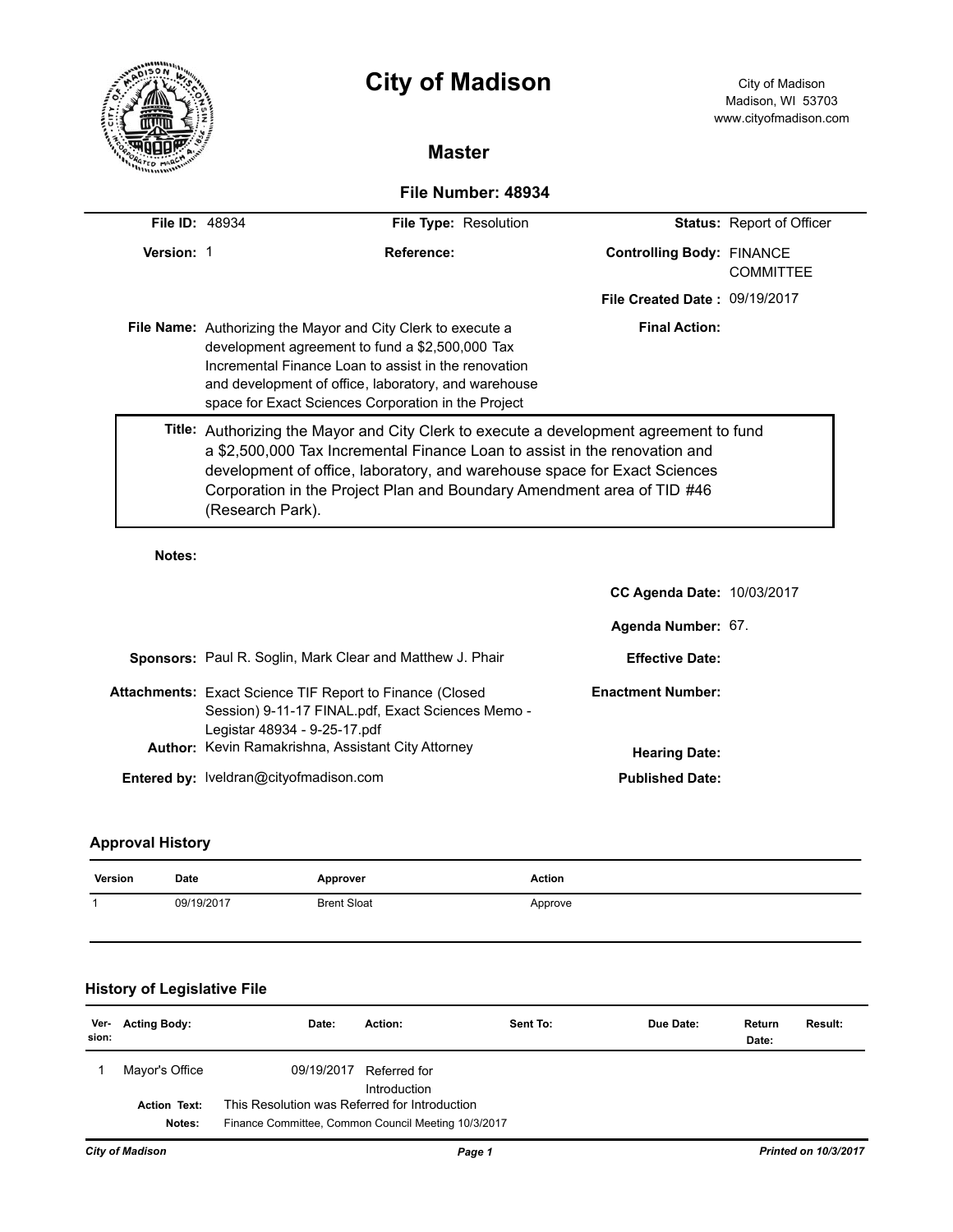# City of Madison

City of Madison
Madison, WI 53703
www.cityofmadison.com

## Master

### File Number: 48934

**File ID:** 48934 **File Type:** Resolution **Status:** Report of Officer

**Version:** 1 **Reference:** **Controlling Body:** FINANCE COMMITTEE

**File Created Date :** 09/19/2017

**File Name:** Authorizing the Mayor and City Clerk to execute a development agreement to fund a $2,500,000 Tax Incremental Finance Loan to assist in the renovation and development of office, laboratory, and warehouse space for Exact Sciences Corporation in the Project

**Final Action:**

**Title:** Authorizing the Mayor and City Clerk to execute a development agreement to fund a $2,500,000 Tax Incremental Finance Loan to assist in the renovation and development of office, laboratory, and warehouse space for Exact Sciences Corporation in the Project Plan and Boundary Amendment area of TID #46 (Research Park).

**Notes:**

**CC Agenda Date:** 10/03/2017

**Agenda Number:** 67.

**Sponsors:** Paul R. Soglin, Mark Clear and Matthew J. Phair

**Effective Date:**

**Attachments:** Exact Science TIF Report to Finance (Closed Session) 9-11-17 FINAL.pdf, Exact Sciences Memo - Legistar 48934 - 9-25-17.pdf

**Enactment Number:**

**Author:** Kevin Ramakrishna, Assistant City Attorney

**Hearing Date:**

**Entered by:** lveldran@cityofmadison.com

**Published Date:**

### Approval History

| Version | Date | Approver | Action |
|---|---|---|---|
| 1 | 09/19/2017 | Brent Sloat | Approve |

### History of Legislative File

| Ver-sion: | Acting Body: | Date: | Action: | Sent To: | Due Date: | Return Date: | Result: |
|---|---|---|---|---|---|---|---|
| 1 | Mayor's Office | 09/19/2017 | Referred for Introduction | | | | |

**Action Text:** This Resolution was Referred for Introduction

**Notes:** Finance Committee, Common Council Meeting 10/3/2017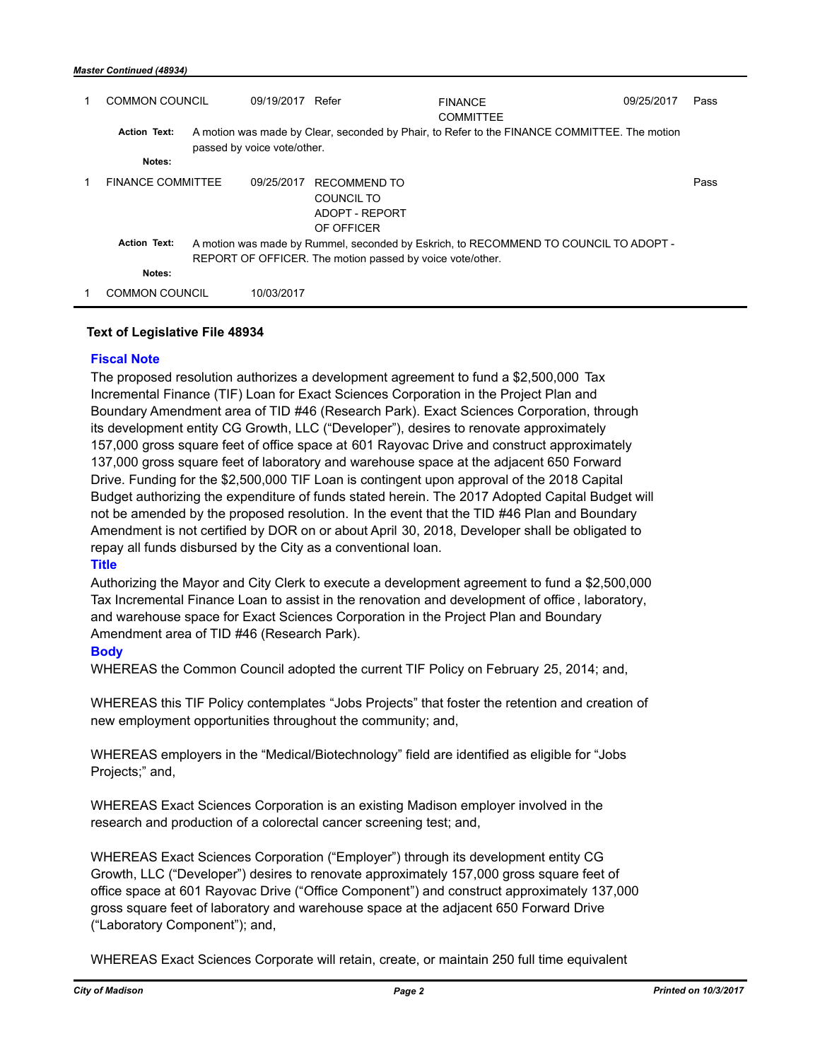*Master Continued (48934)*

| | | | | | | |
|---|---|---|---|---|---|---|
| 1 | COMMON COUNCIL | 09/19/2017 | Refer | FINANCE COMMITTEE | 09/25/2017 | Pass |
| | **Action Text:** | A motion was made by Clear, seconded by Phair, to Refer to the FINANCE COMMITTEE. The motion passed by voice vote/other. | | | | |
| | **Notes:** | | | | | |
| 1 | FINANCE COMMITTEE | 09/25/2017 | RECOMMEND TO COUNCIL TO ADOPT - REPORT OF OFFICER | | | Pass |
| | **Action Text:** | A motion was made by Rummel, seconded by Eskrich, to RECOMMEND TO COUNCIL TO ADOPT - REPORT OF OFFICER. The motion passed by voice vote/other. | | | | |
| | **Notes:** | | | | | |
| 1 | COMMON COUNCIL | 10/03/2017 | | | | |

**Text of Legislative File 48934**

**Fiscal Note**

The proposed resolution authorizes a development agreement to fund a $2,500,000 Tax Incremental Finance (TIF) Loan for Exact Sciences Corporation in the Project Plan and Boundary Amendment area of TID #46 (Research Park). Exact Sciences Corporation, through its development entity CG Growth, LLC ("Developer"), desires to renovate approximately 157,000 gross square feet of office space at 601 Rayovac Drive and construct approximately 137,000 gross square feet of laboratory and warehouse space at the adjacent 650 Forward Drive. Funding for the $2,500,000 TIF Loan is contingent upon approval of the 2018 Capital Budget authorizing the expenditure of funds stated herein. The 2017 Adopted Capital Budget will not be amended by the proposed resolution. In the event that the TID #46 Plan and Boundary Amendment is not certified by DOR on or about April 30, 2018, Developer shall be obligated to repay all funds disbursed by the City as a conventional loan.

**Title**

Authorizing the Mayor and City Clerk to execute a development agreement to fund a $2,500,000 Tax Incremental Finance Loan to assist in the renovation and development of office, laboratory, and warehouse space for Exact Sciences Corporation in the Project Plan and Boundary Amendment area of TID #46 (Research Park).

**Body**

WHEREAS the Common Council adopted the current TIF Policy on February 25, 2014; and,

WHEREAS this TIF Policy contemplates "Jobs Projects" that foster the retention and creation of new employment opportunities throughout the community; and,

WHEREAS employers in the "Medical/Biotechnology" field are identified as eligible for "Jobs Projects;" and,

WHEREAS Exact Sciences Corporation is an existing Madison employer involved in the research and production of a colorectal cancer screening test; and,

WHEREAS Exact Sciences Corporation ("Employer") through its development entity CG Growth, LLC ("Developer") desires to renovate approximately 157,000 gross square feet of office space at 601 Rayovac Drive ("Office Component") and construct approximately 137,000 gross square feet of laboratory and warehouse space at the adjacent 650 Forward Drive ("Laboratory Component"); and,

WHEREAS Exact Sciences Corporate will retain, create, or maintain 250 full time equivalent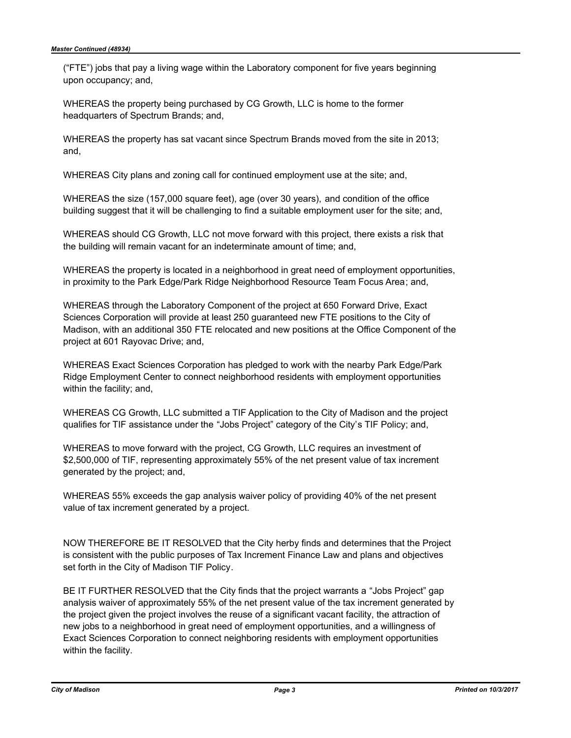("FTE") jobs that pay a living wage within the Laboratory component for five years beginning upon occupancy; and,

WHEREAS the property being purchased by CG Growth, LLC is home to the former headquarters of Spectrum Brands; and,

WHEREAS the property has sat vacant since Spectrum Brands moved from the site in 2013; and,

WHEREAS City plans and zoning call for continued employment use at the site; and,

WHEREAS the size (157,000 square feet), age (over 30 years), and condition of the office building suggest that it will be challenging to find a suitable employment user for the site; and,

WHEREAS should CG Growth, LLC not move forward with this project, there exists a risk that the building will remain vacant for an indeterminate amount of time; and,

WHEREAS the property is located in a neighborhood in great need of employment opportunities, in proximity to the Park Edge/Park Ridge Neighborhood Resource Team Focus Area; and,

WHEREAS through the Laboratory Component of the project at 650 Forward Drive, Exact Sciences Corporation will provide at least 250 guaranteed new FTE positions to the City of Madison, with an additional 350 FTE relocated and new positions at the Office Component of the project at 601 Rayovac Drive; and,

WHEREAS Exact Sciences Corporation has pledged to work with the nearby Park Edge/Park Ridge Employment Center to connect neighborhood residents with employment opportunities within the facility; and,

WHEREAS CG Growth, LLC submitted a TIF Application to the City of Madison and the project qualifies for TIF assistance under the "Jobs Project" category of the City's TIF Policy; and,

WHEREAS to move forward with the project, CG Growth, LLC requires an investment of \$2,500,000 of TIF, representing approximately 55% of the net present value of tax increment generated by the project; and,

WHEREAS 55% exceeds the gap analysis waiver policy of providing 40% of the net present value of tax increment generated by a project.

NOW THEREFORE BE IT RESOLVED that the City herby finds and determines that the Project is consistent with the public purposes of Tax Increment Finance Law and plans and objectives set forth in the City of Madison TIF Policy.

BE IT FURTHER RESOLVED that the City finds that the project warrants a "Jobs Project" gap analysis waiver of approximately 55% of the net present value of the tax increment generated by the project given the project involves the reuse of a significant vacant facility, the attraction of new jobs to a neighborhood in great need of employment opportunities, and a willingness of Exact Sciences Corporation to connect neighboring residents with employment opportunities within the facility.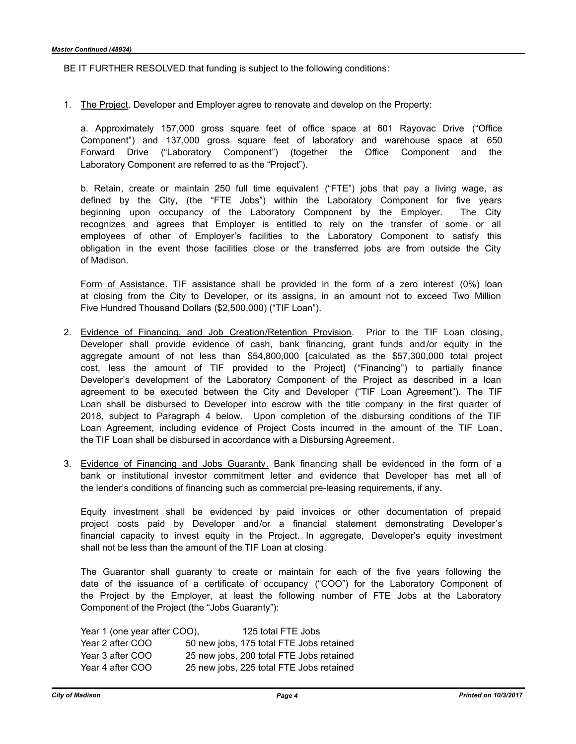BE IT FURTHER RESOLVED that funding is subject to the following conditions:

1. The Project. Developer and Employer agree to renovate and develop on the Property:

   a. Approximately 157,000 gross square feet of office space at 601 Rayovac Drive ("Office Component") and 137,000 gross square feet of laboratory and warehouse space at 650 Forward Drive ("Laboratory Component") (together the Office Component and the Laboratory Component are referred to as the "Project").

   b. Retain, create or maintain 250 full time equivalent ("FTE") jobs that pay a living wage, as defined by the City, (the "FTE Jobs") within the Laboratory Component for five years beginning upon occupancy of the Laboratory Component by the Employer. The City recognizes and agrees that Employer is entitled to rely on the transfer of some or all employees of other of Employer's facilities to the Laboratory Component to satisfy this obligation in the event those facilities close or the transferred jobs are from outside the City of Madison.

   Form of Assistance. TIF assistance shall be provided in the form of a zero interest (0%) loan at closing from the City to Developer, or its assigns, in an amount not to exceed Two Million Five Hundred Thousand Dollars ($2,500,000) ("TIF Loan").

2. Evidence of Financing, and Job Creation/Retention Provision. Prior to the TIF Loan closing, Developer shall provide evidence of cash, bank financing, grant funds and/or equity in the aggregate amount of not less than $54,800,000 [calculated as the $57,300,000 total project cost, less the amount of TIF provided to the Project] ("Financing") to partially finance Developer's development of the Laboratory Component of the Project as described in a loan agreement to be executed between the City and Developer ("TIF Loan Agreement"). The TIF Loan shall be disbursed to Developer into escrow with the title company in the first quarter of 2018, subject to Paragraph 4 below. Upon completion of the disbursing conditions of the TIF Loan Agreement, including evidence of Project Costs incurred in the amount of the TIF Loan, the TIF Loan shall be disbursed in accordance with a Disbursing Agreement.

3. Evidence of Financing and Jobs Guaranty. Bank financing shall be evidenced in the form of a bank or institutional investor commitment letter and evidence that Developer has met all of the lender's conditions of financing such as commercial pre-leasing requirements, if any.

   Equity investment shall be evidenced by paid invoices or other documentation of prepaid project costs paid by Developer and/or a financial statement demonstrating Developer's financial capacity to invest equity in the Project. In aggregate, Developer's equity investment shall not be less than the amount of the TIF Loan at closing.

   The Guarantor shall guaranty to create or maintain for each of the five years following the date of the issuance of a certificate of occupancy ("COO") for the Laboratory Component of the Project by the Employer, at least the following number of FTE Jobs at the Laboratory Component of the Project (the "Jobs Guaranty"):

   | | |
   |---|---|
   | Year 1 (one year after COO), | 125 total FTE Jobs |
   | Year 2 after COO | 50 new jobs, 175 total FTE Jobs retained |
   | Year 3 after COO | 25 new jobs, 200 total FTE Jobs retained |
   | Year 4 after COO | 25 new jobs, 225 total FTE Jobs retained |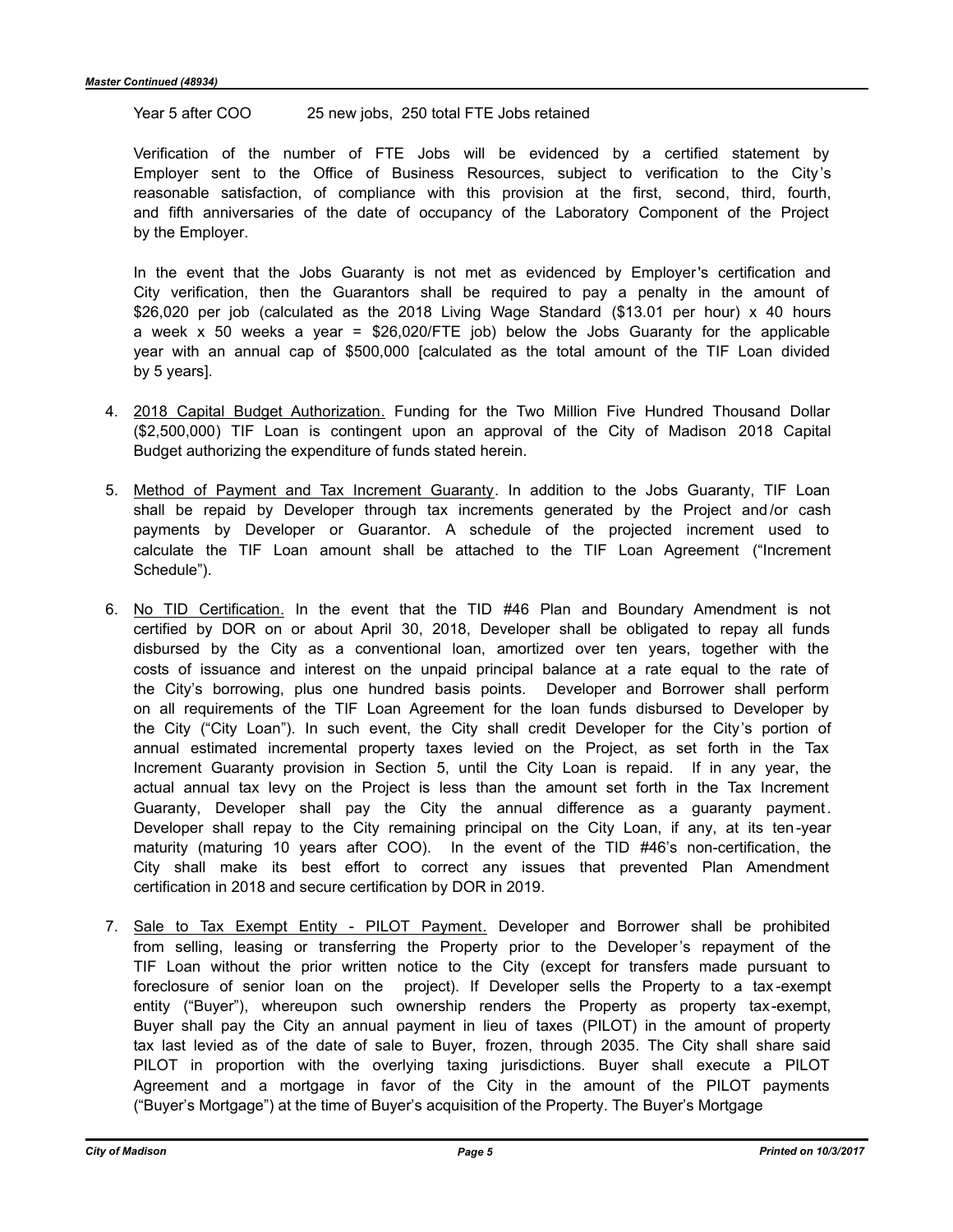Year 5 after COO 25 new jobs, 250 total FTE Jobs retained

Verification of the number of FTE Jobs will be evidenced by a certified statement by Employer sent to the Office of Business Resources, subject to verification to the City's reasonable satisfaction, of compliance with this provision at the first, second, third, fourth, and fifth anniversaries of the date of occupancy of the Laboratory Component of the Project by the Employer.

In the event that the Jobs Guaranty is not met as evidenced by Employer's certification and City verification, then the Guarantors shall be required to pay a penalty in the amount of $26,020 per job (calculated as the 2018 Living Wage Standard ($13.01 per hour) x 40 hours a week x 50 weeks a year = $26,020/FTE job) below the Jobs Guaranty for the applicable year with an annual cap of $500,000 [calculated as the total amount of the TIF Loan divided by 5 years].

4. <u>2018 Capital Budget Authorization.</u> Funding for the Two Million Five Hundred Thousand Dollar ($2,500,000) TIF Loan is contingent upon an approval of the City of Madison 2018 Capital Budget authorizing the expenditure of funds stated herein.

5. <u>Method of Payment and Tax Increment Guaranty</u>. In addition to the Jobs Guaranty, TIF Loan shall be repaid by Developer through tax increments generated by the Project and/or cash payments by Developer or Guarantor. A schedule of the projected increment used to calculate the TIF Loan amount shall be attached to the TIF Loan Agreement ("Increment Schedule").

6. <u>No TID Certification.</u> In the event that the TID #46 Plan and Boundary Amendment is not certified by DOR on or about April 30, 2018, Developer shall be obligated to repay all funds disbursed by the City as a conventional loan, amortized over ten years, together with the costs of issuance and interest on the unpaid principal balance at a rate equal to the rate of the City's borrowing, plus one hundred basis points. Developer and Borrower shall perform on all requirements of the TIF Loan Agreement for the loan funds disbursed to Developer by the City ("City Loan"). In such event, the City shall credit Developer for the City's portion of annual estimated incremental property taxes levied on the Project, as set forth in the Tax Increment Guaranty provision in Section 5, until the City Loan is repaid. If in any year, the actual annual tax levy on the Project is less than the amount set forth in the Tax Increment Guaranty, Developer shall pay the City the annual difference as a guaranty payment. Developer shall repay to the City remaining principal on the City Loan, if any, at its ten-year maturity (maturing 10 years after COO). In the event of the TID #46's non-certification, the City shall make its best effort to correct any issues that prevented Plan Amendment certification in 2018 and secure certification by DOR in 2019.

7. <u>Sale to Tax Exempt Entity - PILOT Payment.</u> Developer and Borrower shall be prohibited from selling, leasing or transferring the Property prior to the Developer's repayment of the TIF Loan without the prior written notice to the City (except for transfers made pursuant to foreclosure of senior loan on the project). If Developer sells the Property to a tax-exempt entity ("Buyer"), whereupon such ownership renders the Property as property tax-exempt, Buyer shall pay the City an annual payment in lieu of taxes (PILOT) in the amount of property tax last levied as of the date of sale to Buyer, frozen, through 2035. The City shall share said PILOT in proportion with the overlying taxing jurisdictions. Buyer shall execute a PILOT Agreement and a mortgage in favor of the City in the amount of the PILOT payments ("Buyer's Mortgage") at the time of Buyer's acquisition of the Property. The Buyer's Mortgage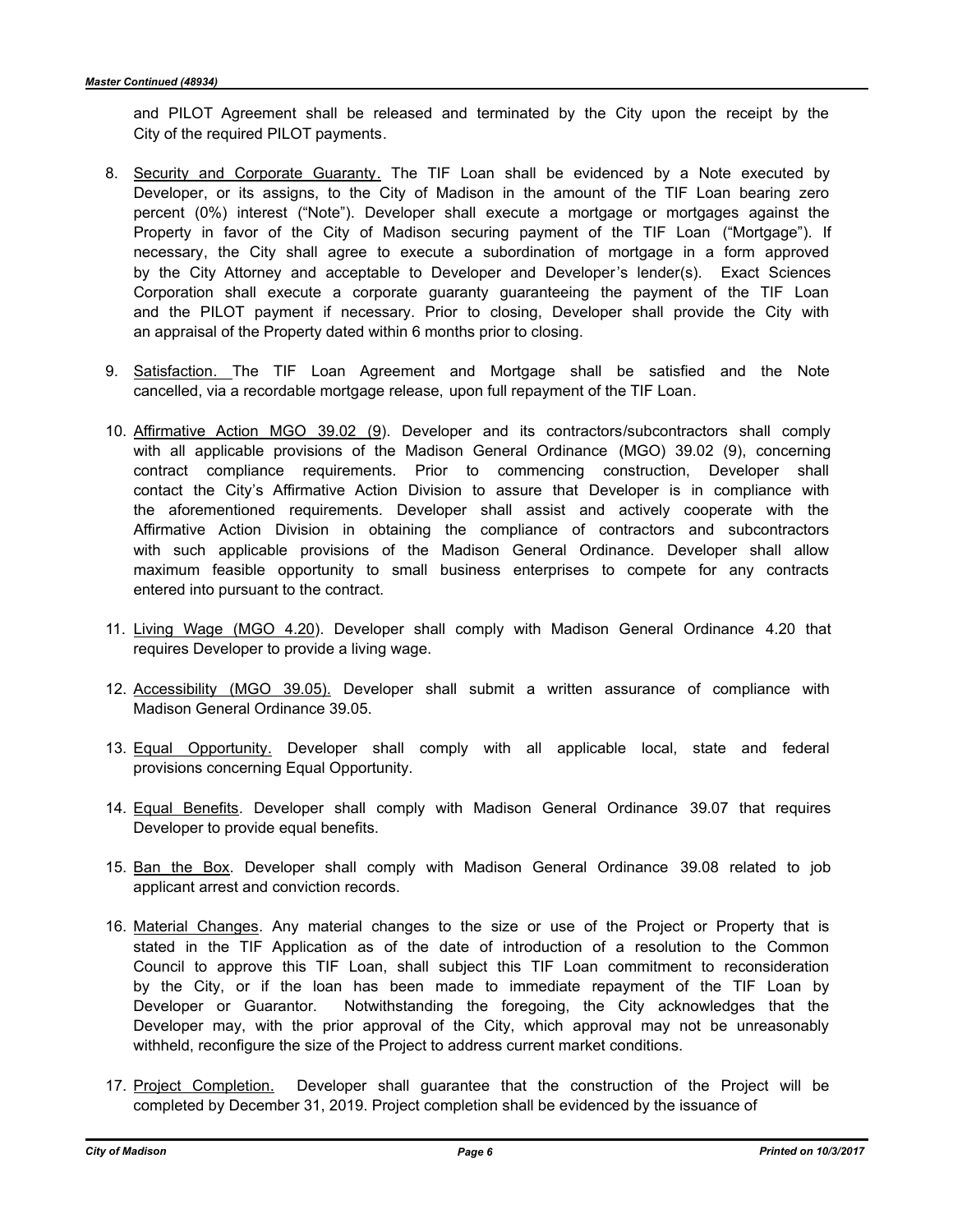and PILOT Agreement shall be released and terminated by the City upon the receipt by the City of the required PILOT payments.

8. Security and Corporate Guaranty. The TIF Loan shall be evidenced by a Note executed by Developer, or its assigns, to the City of Madison in the amount of the TIF Loan bearing zero percent (0%) interest ("Note"). Developer shall execute a mortgage or mortgages against the Property in favor of the City of Madison securing payment of the TIF Loan ("Mortgage"). If necessary, the City shall agree to execute a subordination of mortgage in a form approved by the City Attorney and acceptable to Developer and Developer's lender(s). Exact Sciences Corporation shall execute a corporate guaranty guaranteeing the payment of the TIF Loan and the PILOT payment if necessary. Prior to closing, Developer shall provide the City with an appraisal of the Property dated within 6 months prior to closing.

9. Satisfaction. The TIF Loan Agreement and Mortgage shall be satisfied and the Note cancelled, via a recordable mortgage release, upon full repayment of the TIF Loan.

10. Affirmative Action MGO 39.02 (9). Developer and its contractors/subcontractors shall comply with all applicable provisions of the Madison General Ordinance (MGO) 39.02 (9), concerning contract compliance requirements. Prior to commencing construction, Developer shall contact the City's Affirmative Action Division to assure that Developer is in compliance with the aforementioned requirements. Developer shall assist and actively cooperate with the Affirmative Action Division in obtaining the compliance of contractors and subcontractors with such applicable provisions of the Madison General Ordinance. Developer shall allow maximum feasible opportunity to small business enterprises to compete for any contracts entered into pursuant to the contract.

11. Living Wage (MGO 4.20). Developer shall comply with Madison General Ordinance 4.20 that requires Developer to provide a living wage.

12. Accessibility (MGO 39.05). Developer shall submit a written assurance of compliance with Madison General Ordinance 39.05.

13. Equal Opportunity. Developer shall comply with all applicable local, state and federal provisions concerning Equal Opportunity.

14. Equal Benefits. Developer shall comply with Madison General Ordinance 39.07 that requires Developer to provide equal benefits.

15. Ban the Box. Developer shall comply with Madison General Ordinance 39.08 related to job applicant arrest and conviction records.

16. Material Changes. Any material changes to the size or use of the Project or Property that is stated in the TIF Application as of the date of introduction of a resolution to the Common Council to approve this TIF Loan, shall subject this TIF Loan commitment to reconsideration by the City, or if the loan has been made to immediate repayment of the TIF Loan by Developer or Guarantor. Notwithstanding the foregoing, the City acknowledges that the Developer may, with the prior approval of the City, which approval may not be unreasonably withheld, reconfigure the size of the Project to address current market conditions.

17. Project Completion. Developer shall guarantee that the construction of the Project will be completed by December 31, 2019. Project completion shall be evidenced by the issuance of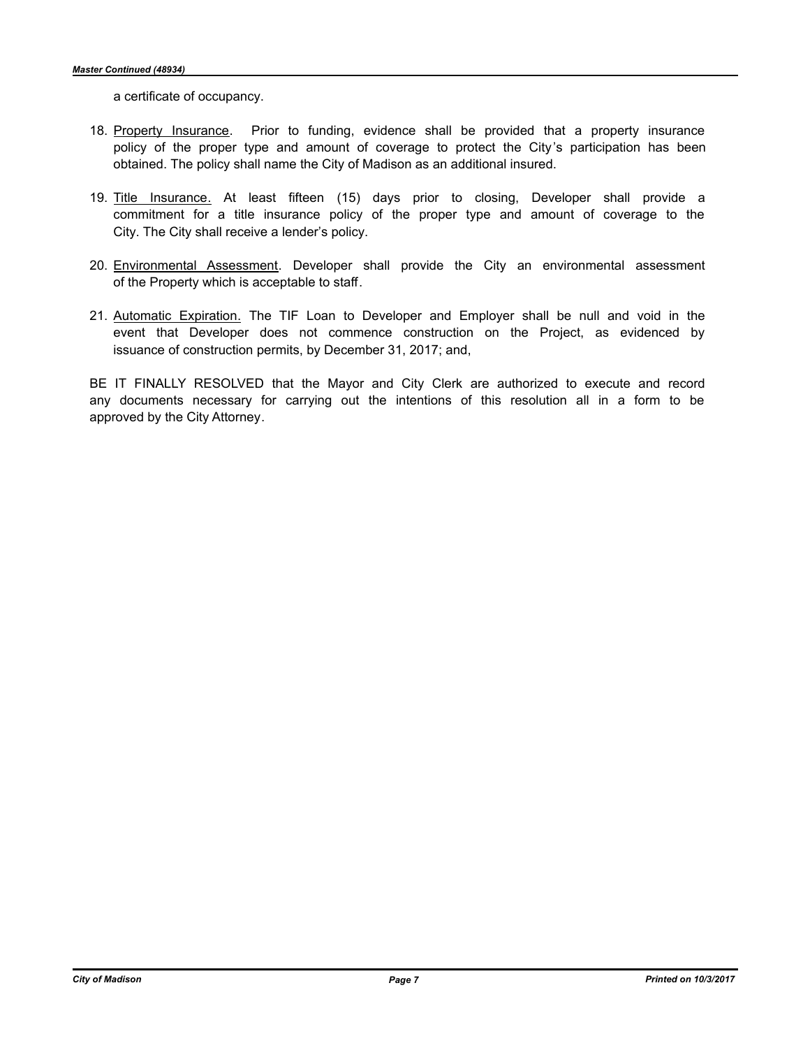a certificate of occupancy.

18. Property Insurance. Prior to funding, evidence shall be provided that a property insurance policy of the proper type and amount of coverage to protect the City's participation has been obtained. The policy shall name the City of Madison as an additional insured.

19. Title Insurance. At least fifteen (15) days prior to closing, Developer shall provide a commitment for a title insurance policy of the proper type and amount of coverage to the City. The City shall receive a lender's policy.

20. Environmental Assessment. Developer shall provide the City an environmental assessment of the Property which is acceptable to staff.

21. Automatic Expiration. The TIF Loan to Developer and Employer shall be null and void in the event that Developer does not commence construction on the Project, as evidenced by issuance of construction permits, by December 31, 2017; and,

BE IT FINALLY RESOLVED that the Mayor and City Clerk are authorized to execute and record any documents necessary for carrying out the intentions of this resolution all in a form to be approved by the City Attorney.